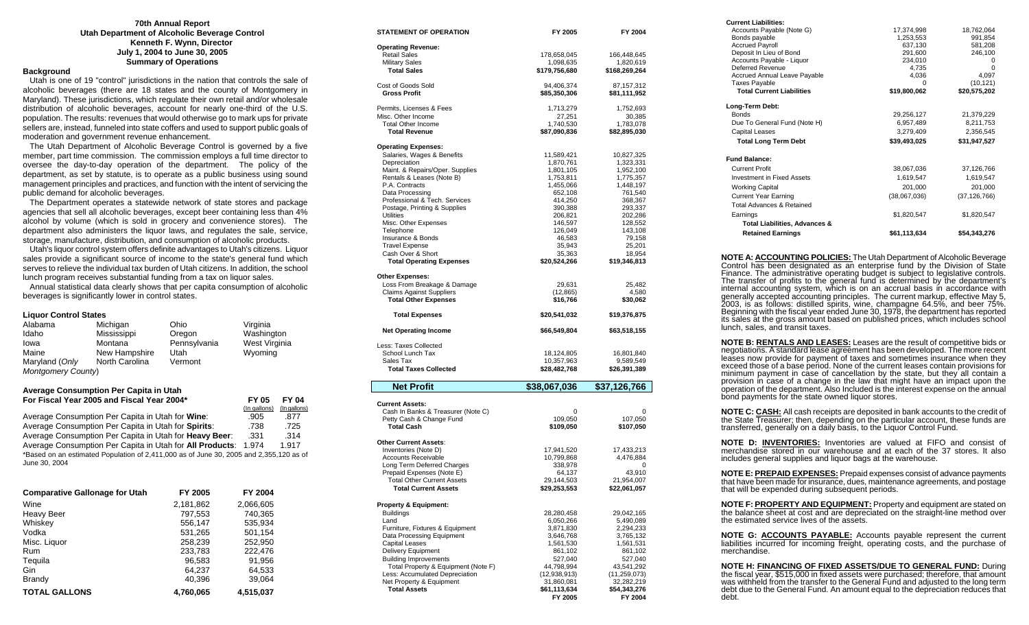# 70th Annual Report

## Utah Department of Alcoholic Beverage Control

**Kenneth F. Wynn, Director**

**July 1, 2004 to June 30, 2005**

**Summary of Operations**

### Background

Utah is one of 19 "control" jurisdictions in the nation that controls the sale of alcoholic beverages (there are 18 states and the county of Montgomery in Maryland). These jurisdictions, which regulate their own retail and/or wholesale distribution of alcoholic beverages, account for nearly one-third of the U.S. population. The results: revenues that would otherwise go to mark ups for private sellers are, instead, funneled into state coffers and used to support public goals of moderation and government revenue enhancement.

The Utah Department of Alcoholic Beverage Control is governed by a five member, part time commission. The commission employs a full time director to oversee the day-to-day operation of the department. The policy of the department, as set by statute, is to operate as a public business using sound management principles and practices, and function with the intent of servicing the public demand for alcoholic beverages.

The Department operates a statewide network of state stores and package agencies that sell all alcoholic beverages, except beer containing less than 4% alcohol by volume (which is sold in grocery and convenience stores). The department also administers the liquor laws, and regulates the sale, service, storage, manufacture, distribution, and consumption of alcoholic products.

Utah's liquor control system offers definite advantages to Utah's citizens. Liquor sales provide a significant source of income to the state's general fund which serves to relieve the individual tax burden of Utah citizens. In addition, the school lunch program receives substantial funding from a tax on liquor sales.

Annual statistical data clearly shows that per capita consumption of alcoholic beverages is significantly lower in control states.

### Liquor Control States

| | | | |
|---|---|---|---|
| Alabama | Michigan | Ohio | Virginia |
| Idaho | Mississippi | Oregon | Washington |
| Iowa | Montana | Pennsylvania | West Virginia |
| Maine | New Hampshire | Utah | Wyoming |
| Maryland (*Only Montgomery County*) | North Carolina | Vermont | |

### Average Consumption Per Capita in Utah For Fiscal Year 2005 and Fiscal Year 2004*

| | FY 05 (In gallons) | FY 04 (In gallons) |
|---|---|---|
| Average Consumption Per Capita in Utah for **Wine**: | .905 | .877 |
| Average Consumption Per Capita in Utah for **Spirits**: | .738 | .725 |
| Average Consumption Per Capita in Utah for **Heavy Beer**: | .331 | .314 |
| Average Consumption Per Capita in Utah for **All Products**: | 1.974 | 1.917 |

*Based on an estimated Population of 2,411,000 as of June 30, 2005 and 2,355,120 as of June 30, 2004

| Comparative Gallonage for Utah | FY 2005 | FY 2004 |
|---|---|---|
| Wine | 2,181,862 | 2,066,605 |
| Heavy Beer | 797,553 | 740,365 |
| Whiskey | 556,147 | 535,934 |
| Vodka | 531,265 | 501,154 |
| Misc. Liquor | 258,239 | 252,950 |
| Rum | 233,783 | 222,476 |
| Tequila | 96,583 | 91,956 |
| Gin | 64,237 | 64,533 |
| Brandy | 40,396 | 39,064 |
| **TOTAL GALLONS** | **4,760,065** | **4,515,037** |

| STATEMENT OF OPERATION | FY 2005 | FY 2004 |
|---|---|---|
| **Operating Revenue:** | | |
| Retail Sales | 178,658,045 | 166,448,645 |
| Military Sales | 1,098,635 | 1,820,619 |
| **Total Sales** | **$179,756,680** | **$168,269,264** |
| Cost of Goods Sold | 94,406,374 | 87,157,312 |
| **Gross Profit** | **$85,350,306** | **$81,111,952** |
| Permits, Licenses & Fees | 1,713,279 | 1,752,693 |
| Misc. Other Income | 27,251 | 30,385 |
| Total Other Income | 1,740,530 | 1,783,078 |
| **Total Revenue** | **$87,090,836** | **$82,895,030** |
| **Operating Expenses:** | | |
| Salaries, Wages & Benefits | 11,589,421 | 10,827,325 |
| Depreciation | 1,870,761 | 1,323,331 |
| Maint. & Repairs/Oper. Supplies | 1,801,105 | 1,952,100 |
| Rentals & Leases (Note B) | 1,753,811 | 1,775,357 |
| P.A. Contracts | 1,455,066 | 1,448,197 |
| Data Processing | 652,108 | 761,540 |
| Professional & Tech. Services | 414,250 | 368,367 |
| Postage, Printing & Supplies | 390,388 | 293,337 |
| Utilities | 206,821 | 202,286 |
| Misc. Other Expenses | 146,597 | 128,552 |
| Telephone | 126,049 | 143,108 |
| Insurance & Bonds | 46,583 | 79,158 |
| Travel Expense | 35,943 | 25,201 |
| Cash Over & Short | 35,363 | 18,954 |
| **Total Operating Expenses** | **$20,524,266** | **$19,346,813** |
| **Other Expenses:** | | |
| Loss From Breakage & Damage | 29,631 | 25,482 |
| Claims Against Suppliers | (12,865) | 4,580 |
| **Total Other Expenses** | **$16,766** | **$30,062** |
| **Total Expenses** | **$20,541,032** | **$19,376,875** |
| **Net Operating Income** | **$66,549,804** | **$63,518,155** |
| Less: Taxes Collected | | |
| School Lunch Tax | 18,124,805 | 16,801,840 |
| Sales Tax | 10,357,963 | 9,589,549 |
| **Total Taxes Collected** | **$28,482,768** | **$26,391,389** |
| **Net Profit** | **$38,067,036** | **$37,126,766** |

| | FY 2005 | FY 2004 |
|---|---|---|
| **Current Assets:** | | |
| Cash In Banks & Treasurer (Note C) | 0 | 0 |
| Petty Cash & Change Fund | 109,050 | 107,050 |
| **Total Cash** | **$109,050** | **$107,050** |
| **Other Current Assets:** | | |
| Inventories (Note D) | 17,941,520 | 17,433,213 |
| Accounts Receivable | 10,799,868 | 4,476,884 |
| Long Term Deferred Charges | 338,978 | 0 |
| Prepaid Expenses (Note E) | 64,137 | 43,910 |
| Total Other Current Assets | 29,144,503 | 21,954,007 |
| **Total Current Assets** | **$29,253,553** | **$22,061,057** |
| **Property & Equipment:** | | |
| Buildings | 28,280,458 | 29,042,165 |
| Land | 6,050,266 | 5,490,089 |
| Furniture, Fixtures & Equipment | 3,871,830 | 2,294,233 |
| Data Processing Equipment | 3,646,768 | 3,765,132 |
| Capital Leases | 1,561,530 | 1,561,531 |
| Delivery Equipment | 861,102 | 861,102 |
| Building Improvements | 527,040 | 527,040 |
| Total Property & Equipment (Note F) | 44,798,994 | 43,541,292 |
| Less: Accumulated Depreciation | (12,938,913) | (11,259,073) |
| Net Property & Equipment | 31,860,081 | 32,282,219 |
| **Total Assets** | **$61,113,634** | **$54,343,276** |

| | FY 2005 | FY 2004 |
|---|---|---|
| **Current Liabilities:** | | |
| Accounts Payable (Note G) | 17,374,998 | 18,762,064 |
| Bonds payable | 1,253,553 | 991,854 |
| Accrued Payroll | 637,130 | 581,208 |
| Deposit In Lieu of Bond | 291,600 | 246,100 |
| Accounts Payable - Liquor | 234,010 | 0 |
| Deferred Revenue | 4,735 | 0 |
| Accrued Annual Leave Payable | 4,036 | 4,097 |
| Taxes Payable | 0 | (10,121) |
| **Total Current Liabilities** | **$19,800,062** | **$20,575,202** |
| **Long-Term Debt:** | | |
| Bonds | 29,256,127 | 21,379,229 |
| Due To General Fund (Note H) | 6,957,489 | 8,211,753 |
| Capital Leases | 3,279,409 | 2,356,545 |
| **Total Long Term Debt** | **$39,493,025** | **$31,947,527** |
| **Fund Balance:** | | |
| Current Profit | 38,067,036 | 37,126,766 |
| Investment in Fixed Assets | 1,619,547 | 1,619,547 |
| Working Capital | 201,000 | 201,000 |
| Current Year Earning | (38,067,036) | (37,126,766) |
| Total Advances & Retained Earnings | $1,820,547 | $1,820,547 |
| **Total Liabilities, Advances & Retained Earnings** | **$61,113,634** | **$54,343,276** |

**NOTE A: ACCOUNTING POLICIES:** The Utah Department of Alcoholic Beverage Control has been designated as an enterprise fund by the Division of State Finance. The administrative operating budget is subject to legislative controls. The transfer of profits to the general fund is determined by the department's internal accounting system, which is on an accrual basis in accordance with generally accepted accounting principles. The current markup, effective May 5, 2003, is as follows: distilled spirits, wine, champagne 64.5%, and beer 75%. Beginning with the fiscal year ended June 30, 1978, the department has reported its sales at the gross amount based on published prices, which includes school lunch, sales, and transit taxes.

**NOTE B: RENTALS AND LEASES:** Leases are the result of competitive bids or negotiations. A standard lease agreement has been developed. The more recent leases now provide for payment of taxes and sometimes insurance when they exceed those of a base period. None of the current leases contain provisions for minimum payment in case of cancellation by the state, but they all contain a provision in case of a change in the law that might have an impact upon the operation of the department. Also Included is the interest expense on the annual bond payments for the state owned liquor stores.

**NOTE C: CASH:** All cash receipts are deposited in bank accounts to the credit of the State Treasurer; then, depending on the particular account, these funds are transferred, generally on a daily basis, to the Liquor Control Fund.

**NOTE D: INVENTORIES:** Inventories are valued at FIFO and consist of merchandise stored in our warehouse and at each of the 37 stores. It also includes general supplies and liquor bags at the warehouse.

**NOTE E: PREPAID EXPENSES:** Prepaid expenses consist of advance payments that have been made for insurance, dues, maintenance agreements, and postage that will be expended during subsequent periods.

**NOTE F: PROPERTY AND EQUIPMENT:** Property and equipment are stated on the balance sheet at cost and are depreciated on the straight-line method over the estimated service lives of the assets.

**NOTE G: ACCOUNTS PAYABLE:** Accounts payable represent the current liabilities incurred for incoming freight, operating costs, and the purchase of merchandise.

**NOTE H: FINANCING OF FIXED ASSETS/DUE TO GENERAL FUND:** During the fiscal year, $515,000 in fixed assets were purchased; therefore, that amount was withheld from the transfer to the General Fund and adjusted to the long term debt due to the General Fund. An amount equal to the depreciation reduces that debt.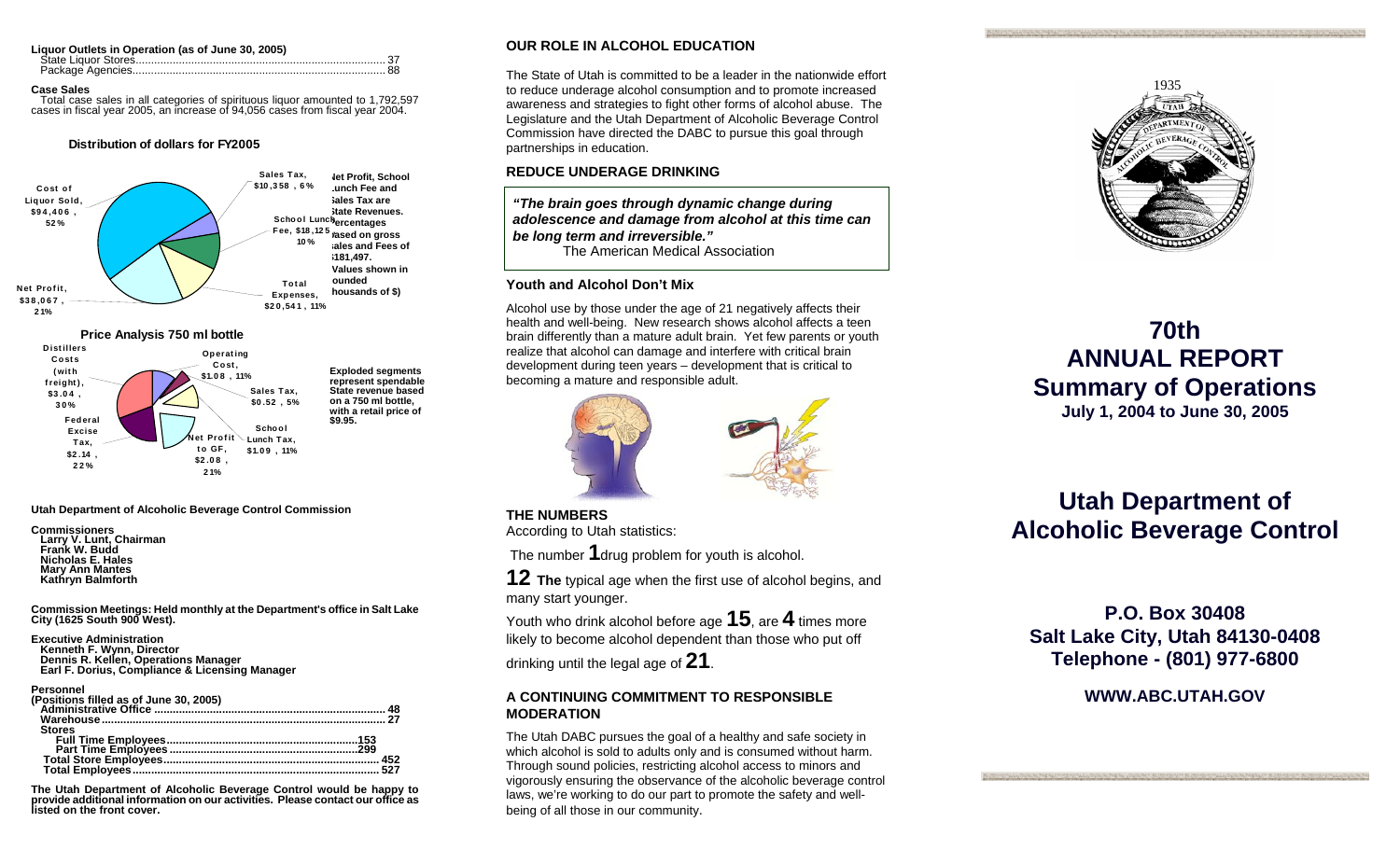**Liquor Outlets in Operation (as of June 30, 2005)**

State Liquor Stores................................................................................ 37
Package Agencies.................................................................................. 88

**Case Sales**

Total case sales in all categories of spirituous liquor amounted to 1,792,597 cases in fiscal year 2005, an increase of 94,056 cases from fiscal year 2004.

**Distribution of dollars for FY2005**

Cost of Liquor Sold, $94,406, 52%

Sales Tax, $10,358, 6%

School Lunch Fee, $18,125, 10%

Total Expenses, $20,541, 11%

Net Profit, $38,067, 21%

Net Profit, School Lunch Fee and Sales Tax are State Revenues. Percentages based on gross sales and Fees of $181,497. Values shown in rounded thousands of $)

**Price Analysis 750 ml bottle**

Distillers Costs (with freight), $3.04, 30%

Operating Cost, $1.08, 11%

Sales Tax, $0.52, 5%

School Lunch Tax, $1.09, 11%

Net Profit to GF, $2.08, 21%

Federal Excise Tax, $2.14, 22%

Exploded segments represent spendable State revenue based on a 750 ml bottle, with a retail price of $9.95.

**Utah Department of Alcoholic Beverage Control Commission**

**Commissioners**
**Larry V. Lunt, Chairman**
**Frank W. Budd**
**Nicholas E. Hales**
**Mary Ann Mantes**
**Kathryn Balmforth**

**Commission Meetings: Held monthly at the Department's office in Salt Lake City (1625 South 900 West).**

**Executive Administration**
**Kenneth F. Wynn, Director**
**Dennis R. Kellen, Operations Manager**
**Earl F. Dorius, Compliance & Licensing Manager**

**Personnel**
**(Positions filled as of June 30, 2005)**
**Administrative Office .......................................................... 48**
**Warehouse ........................................................................ 27**
**Stores**
**Full Time Employees.............................................................153**
**Part Time Employees.............................................................299**
**Total Store Employees......................................................... 452**
**Total Employees.................................................................. 527**

**The Utah Department of Alcoholic Beverage Control would be happy to provide additional information on our activities. Please contact our office as listed on the front cover.**

## OUR ROLE IN ALCOHOL EDUCATION

The State of Utah is committed to be a leader in the nationwide effort to reduce underage alcohol consumption and to promote increased awareness and strategies to fight other forms of alcohol abuse. The Legislature and the Utah Department of Alcoholic Beverage Control Commission have directed the DABC to pursue this goal through partnerships in education.

## REDUCE UNDERAGE DRINKING

***"The brain goes through dynamic change during adolescence and damage from alcohol at this time can be long term and irreversible."***
The American Medical Association

### Youth and Alcohol Don't Mix

Alcohol use by those under the age of 21 negatively affects their health and well-being. New research shows alcohol affects a teen brain differently than a mature adult brain. Yet few parents or youth realize that alcohol can damage and interfere with critical brain development during teen years – development that is critical to becoming a mature and responsible adult.

**THE NUMBERS**
According to Utah statistics:

The number **1** drug problem for youth is alcohol.

**12 The** typical age when the first use of alcohol begins, and many start younger.

Youth who drink alcohol before age **15**, are **4** times more likely to become alcohol dependent than those who put off drinking until the legal age of **21**.

## A CONTINUING COMMITMENT TO RESPONSIBLE MODERATION

The Utah DABC pursues the goal of a healthy and safe society in which alcohol is sold to adults only and is consumed without harm. Through sound policies, restricting alcohol access to minors and vigorously ensuring the observance of the alcoholic beverage control laws, we're working to do our part to promote the safety and well-being of all those in our community.

1935 UTAH DEPARTMENT OF ALCOHOLIC BEVERAGE CONTROL

# 70th ANNUAL REPORT Summary of Operations

**July 1, 2004 to June 30, 2005**

# Utah Department of Alcoholic Beverage Control

**P.O. Box 30408**
**Salt Lake City, Utah 84130-0408**
**Telephone - (801) 977-6800**

**WWW.ABC.UTAH.GOV**